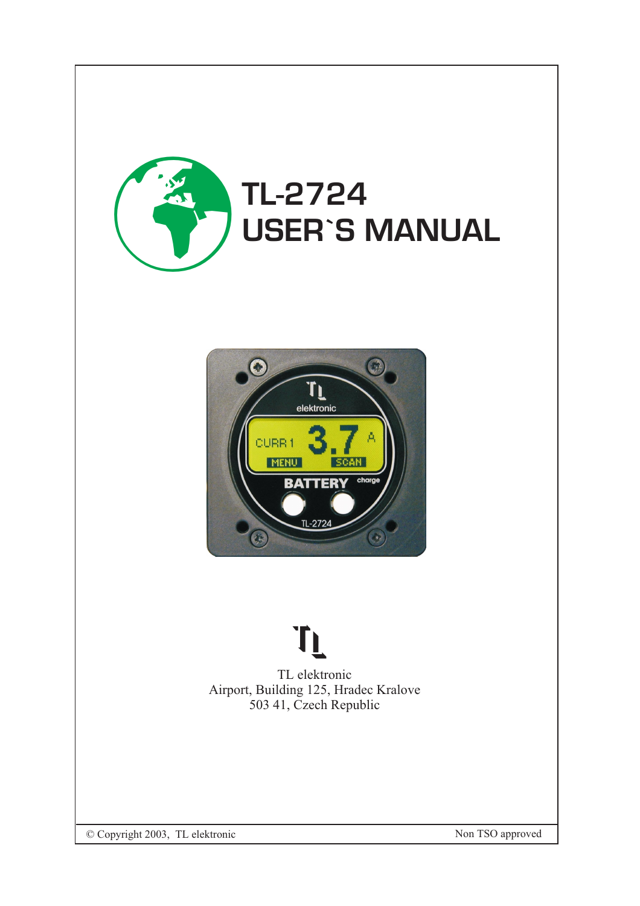# TL-2724
# USER`S MANUAL

TL elektronic
Airport, Building 125, Hradec Kralove
503 41, Czech Republic

© Copyright 2003, TL elektronic

Non TSO approved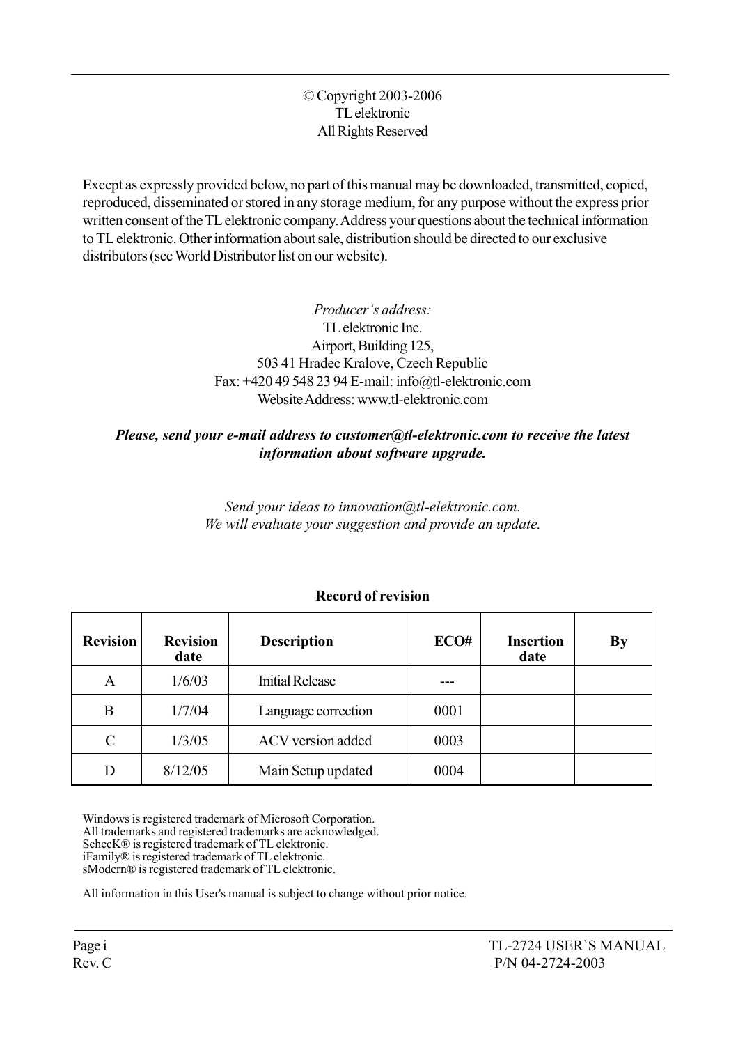© Copyright 2003-2006
TL elektronic
All Rights Reserved

Except as expressly provided below, no part of this manual may be downloaded, transmitted, copied, reproduced, disseminated or stored in any storage medium, for any purpose without the express prior written consent of the TL elektronic company. Address your questions about the technical information to TL elektronic. Other information about sale, distribution should be directed to our exclusive distributors (see World Distributor list on our website).

*Producer's address:*
TL elektronic Inc.
Airport, Building 125,
503 41 Hradec Kralove, Czech Republic
Fax: +420 49 548 23 94 E-mail: info@tl-elektronic.com
Website Address: www.tl-elektronic.com

***Please, send your e-mail address to customer@tl-elektronic.com to receive the latest information about software upgrade.***

*Send your ideas to innovation@tl-elektronic.com.*
*We will evaluate your suggestion and provide an update.*

**Record of revision**

| Revision | Revision date | Description | ECO# | Insertion date | By |
|---|---|---|---|---|---|
| A | 1/6/03 | Initial Release | --- | | |
| B | 1/7/04 | Language correction | 0001 | | |
| C | 1/3/05 | ACV version added | 0003 | | |
| D | 8/12/05 | Main Setup updated | 0004 | | |

Windows is registered trademark of Microsoft Corporation.
All trademarks and registered trademarks are acknowledged.
SchecK® is registered trademark of TL elektronic.
iFamily® is registered trademark of TL elektronic.
sModern® is registered trademark of TL elektronic.

All information in this User's manual is subject to change without prior notice.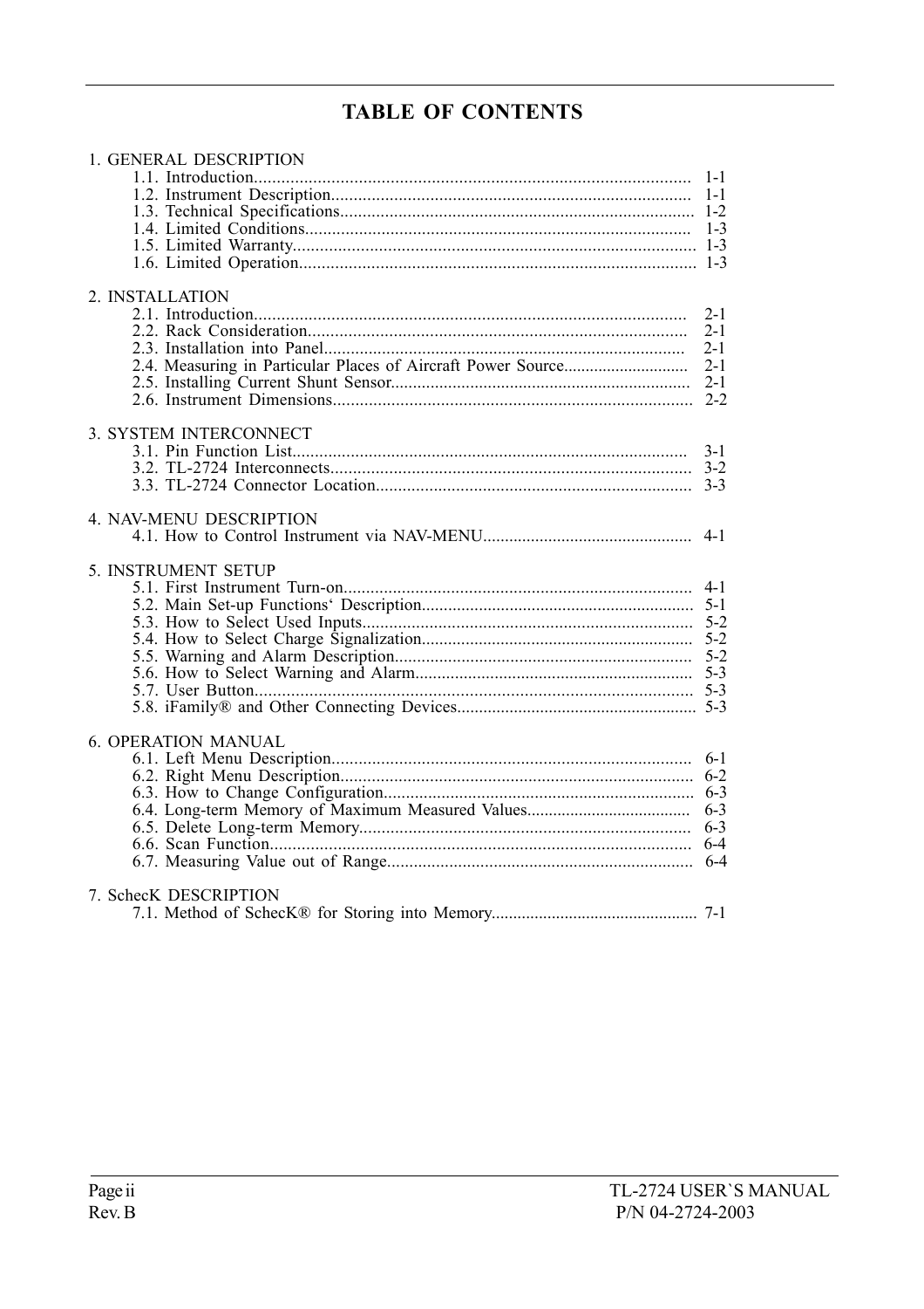# TABLE OF CONTENTS

1. GENERAL DESCRIPTION
   - 1.1. Introduction................................................................................................ 1-1
   - 1.2. Instrument Description................................................................................ 1-1
   - 1.3. Technical Specifications.............................................................................. 1-2
   - 1.4. Limited Conditions..................................................................................... 1-3
   - 1.5. Limited Warranty........................................................................................ 1-3
   - 1.6. Limited Operation....................................................................................... 1-3

2. INSTALLATION
   - 2.1. Introduction................................................................................................ 2-1
   - 2.2. Rack Consideration..................................................................................... 2-1
   - 2.3. Installation into Panel................................................................................. 2-1
   - 2.4. Measuring in Particular Places of Aircraft Power Source............................ 2-1
   - 2.5. Installing Current Shunt Sensor................................................................... 2-1
   - 2.6. Instrument Dimensions................................................................................ 2-2

3. SYSTEM INTERCONNECT
   - 3.1. Pin Function List........................................................................................ 3-1
   - 3.2. TL-2724 Interconnects................................................................................ 3-2
   - 3.3. TL-2724 Connector Location...................................................................... 3-3

4. NAV-MENU DESCRIPTION
   - 4.1. How to Control Instrument via NAV-MENU............................................... 4-1

5. INSTRUMENT SETUP
   - 5.1. First Instrument Turn-on............................................................................. 4-1
   - 5.2. Main Set-up Functions‘ Description............................................................ 5-1
   - 5.3. How to Select Used Inputs.......................................................................... 5-2
   - 5.4. How to Select Charge Signalization............................................................ 5-2
   - 5.5. Warning and Alarm Description.................................................................. 5-2
   - 5.6. How to Select Warning and Alarm.............................................................. 5-3
   - 5.7. User Button................................................................................................. 5-3
   - 5.8. iFamily® and Other Connecting Devices...................................................... 5-3

6. OPERATION MANUAL
   - 6.1. Left Menu Description................................................................................ 6-1
   - 6.2. Right Menu Description.............................................................................. 6-2
   - 6.3. How to Change Configuration..................................................................... 6-3
   - 6.4. Long-term Memory of Maximum Measured Values..................................... 6-3
   - 6.5. Delete Long-term Memory.......................................................................... 6-3
   - 6.6. Scan Function............................................................................................. 6-4
   - 6.7. Measuring Value out of Range.................................................................... 6-4

7. SchecK DESCRIPTION
   - 7.1. Method of SchecK® for Storing into Memory............................................... 7-1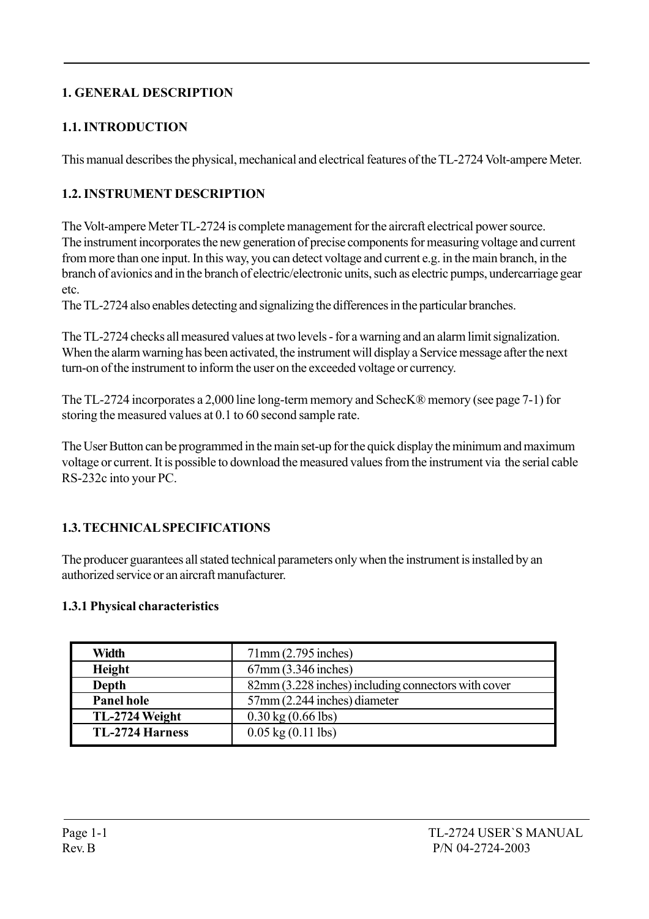# 1. GENERAL DESCRIPTION

## 1.1. INTRODUCTION

This manual describes the physical, mechanical and electrical features of the TL-2724 Volt-ampere Meter.

## 1.2. INSTRUMENT DESCRIPTION

The Volt-ampere Meter TL-2724 is complete management for the aircraft electrical power source.
The instrument incorporates the new generation of precise components for measuring voltage and current from more than one input. In this way, you can detect voltage and current e.g. in the main branch, in the branch of avionics and in the branch of electric/electronic units, such as electric pumps, undercarriage gear etc.
The TL-2724 also enables detecting and signalizing the differences in the particular branches.

The TL-2724 checks all measured values at two levels - for a warning and an alarm limit signalization. When the alarm warning has been activated, the instrument will display a Service message after the next turn-on of the instrument to inform the user on the exceeded voltage or currency.

The TL-2724 incorporates a 2,000 line long-term memory and SchecK® memory (see page 7-1) for storing the measured values at 0.1 to 60 second sample rate.

The User Button can be programmed in the main set-up for the quick display the minimum and maximum voltage or current. It is possible to download the measured values from the instrument via the serial cable RS-232c into your PC.

## 1.3. TECHNICAL SPECIFICATIONS

The producer guarantees all stated technical parameters only when the instrument is installed by an authorized service or an aircraft manufacturer.

### 1.3.1 Physical characteristics

| | |
|---|---|
| **Width** | 71mm (2.795 inches) |
| **Height** | 67mm (3.346 inches) |
| **Depth** | 82mm (3.228 inches) including connectors with cover |
| **Panel hole** | 57mm (2.244 inches) diameter |
| **TL-2724 Weight** | 0.30 kg (0.66 lbs) |
| **TL-2724 Harness** | 0.05 kg (0.11 lbs) |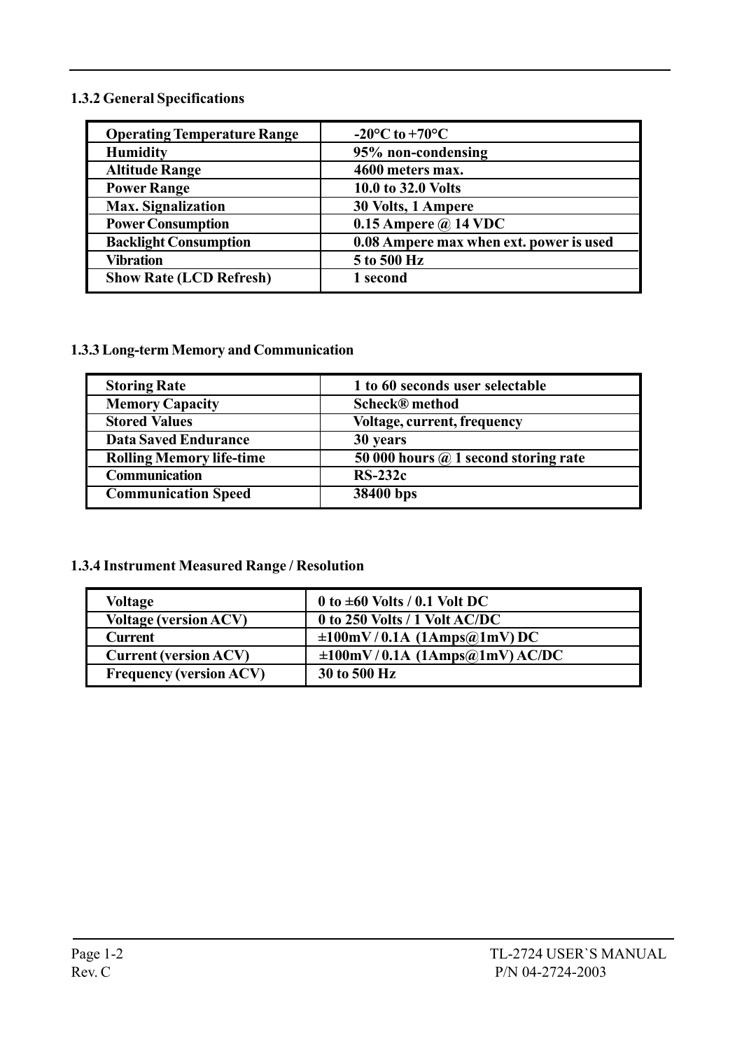### 1.3.2 General Specifications

| Operating Temperature Range | -20°C to +70°C |
|---|---|
| Humidity | 95% non-condensing |
| Altitude Range | 4600 meters max. |
| Power Range | 10.0 to 32.0 Volts |
| Max. Signalization | 30 Volts, 1 Ampere |
| Power Consumption | 0.15 Ampere @ 14 VDC |
| Backlight Consumption | 0.08 Ampere max when ext. power is used |
| Vibration | 5 to 500 Hz |
| Show Rate (LCD Refresh) | 1 second |

### 1.3.3 Long-term Memory and Communication

| Storing Rate | 1 to 60 seconds user selectable |
|---|---|
| Memory Capacity | Scheck® method |
| Stored Values | Voltage, current, frequency |
| Data Saved Endurance | 30 years |
| Rolling Memory life-time | 50 000 hours @ 1 second storing rate |
| Communication | RS-232c |
| Communication Speed | 38400 bps |

### 1.3.4 Instrument Measured Range / Resolution

| Voltage | 0 to ±60 Volts / 0.1 Volt DC |
|---|---|
| Voltage (version ACV) | 0 to 250 Volts / 1 Volt AC/DC |
| Current | ±100mV / 0.1A (1Amps@1mV) DC |
| Current (version ACV) | ±100mV / 0.1A (1Amps@1mV) AC/DC |
| Frequency (version ACV) | 30 to 500 Hz |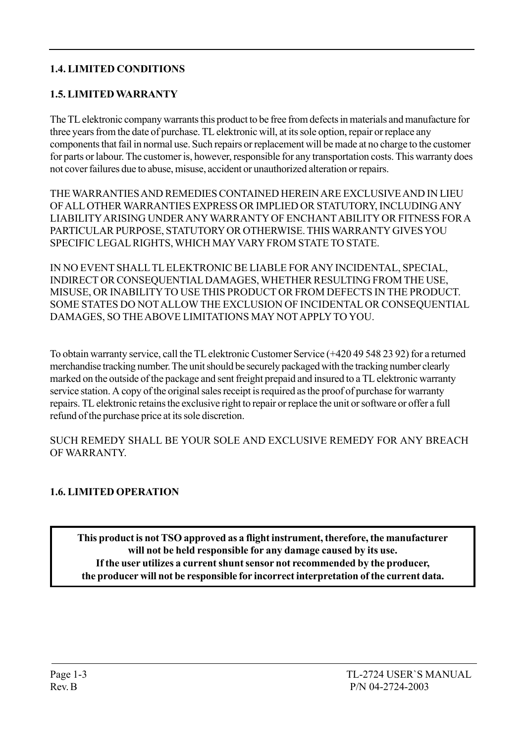## 1.4. LIMITED CONDITIONS

## 1.5. LIMITED WARRANTY

The TL elektronic company warrants this product to be free from defects in materials and manufacture for three years from the date of purchase. TL elektronic will, at its sole option, repair or replace any components that fail in normal use. Such repairs or replacement will be made at no charge to the customer for parts or labour. The customer is, however, responsible for any transportation costs. This warranty does not cover failures due to abuse, misuse, accident or unauthorized alteration or repairs.

THE WARRANTIES AND REMEDIES CONTAINED HEREIN ARE EXCLUSIVE AND IN LIEU OF ALL OTHER WARRANTIES EXPRESS OR IMPLIED OR STATUTORY, INCLUDING ANY LIABILITY ARISING UNDER ANY WARRANTY OF ENCHANT ABILITY OR FITNESS FOR A PARTICULAR PURPOSE, STATUTORY OR OTHERWISE. THIS WARRANTY GIVES YOU SPECIFIC LEGAL RIGHTS, WHICH MAY VARY FROM STATE TO STATE.

IN NO EVENT SHALL TL ELEKTRONIC BE LIABLE FOR ANY INCIDENTAL, SPECIAL, INDIRECT OR CONSEQUENTIAL DAMAGES, WHETHER RESULTING FROM THE USE, MISUSE, OR INABILITY TO USE THIS PRODUCT OR FROM DEFECTS IN THE PRODUCT. SOME STATES DO NOT ALLOW THE EXCLUSION OF INCIDENTAL OR CONSEQUENTIAL DAMAGES, SO THE ABOVE LIMITATIONS MAY NOT APPLY TO YOU.

To obtain warranty service, call the TL elektronic Customer Service (+420 49 548 23 92) for a returned merchandise tracking number. The unit should be securely packaged with the tracking number clearly marked on the outside of the package and sent freight prepaid and insured to a TL elektronic warranty service station. A copy of the original sales receipt is required as the proof of purchase for warranty repairs. TL elektronic retains the exclusive right to repair or replace the unit or software or offer a full refund of the purchase price at its sole discretion.

SUCH REMEDY SHALL BE YOUR SOLE AND EXCLUSIVE REMEDY FOR ANY BREACH OF WARRANTY.

## 1.6. LIMITED OPERATION

**This product is not TSO approved as a flight instrument, therefore, the manufacturer will not be held responsible for any damage caused by its use. If the user utilizes a current shunt sensor not recommended by the producer, the producer will not be responsible for incorrect interpretation of the current data.**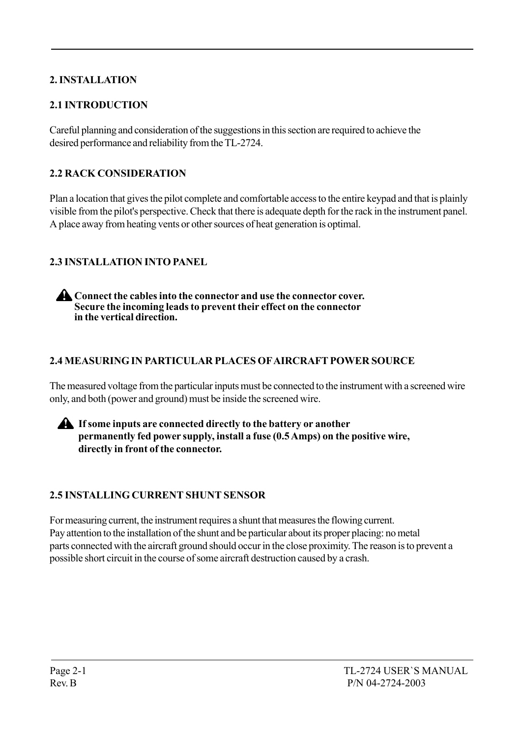# 2. INSTALLATION

## 2.1 INTRODUCTION

Careful planning and consideration of the suggestions in this section are required to achieve the desired performance and reliability from the TL-2724.

## 2.2 RACK CONSIDERATION

Plan a location that gives the pilot complete and comfortable access to the entire keypad and that is plainly visible from the pilot's perspective. Check that there is adequate depth for the rack in the instrument panel. A place away from heating vents or other sources of heat generation is optimal.

## 2.3 INSTALLATION INTO PANEL

⚠ **Connect the cables into the connector and use the connector cover. Secure the incoming leads to prevent their effect on the connector in the vertical direction.**

## 2.4 MEASURING IN PARTICULAR PLACES OF AIRCRAFT POWER SOURCE

The measured voltage from the particular inputs must be connected to the instrument with a screened wire only, and both (power and ground) must be inside the screened wire.

⚠ **If some inputs are connected directly to the battery or another permanently fed power supply, install a fuse (0.5 Amps) on the positive wire, directly in front of the connector.**

## 2.5 INSTALLING CURRENT SHUNT SENSOR

For measuring current, the instrument requires a shunt that measures the flowing current. Pay attention to the installation of the shunt and be particular about its proper placing: no metal parts connected with the aircraft ground should occur in the close proximity. The reason is to prevent a possible short circuit in the course of some aircraft destruction caused by a crash.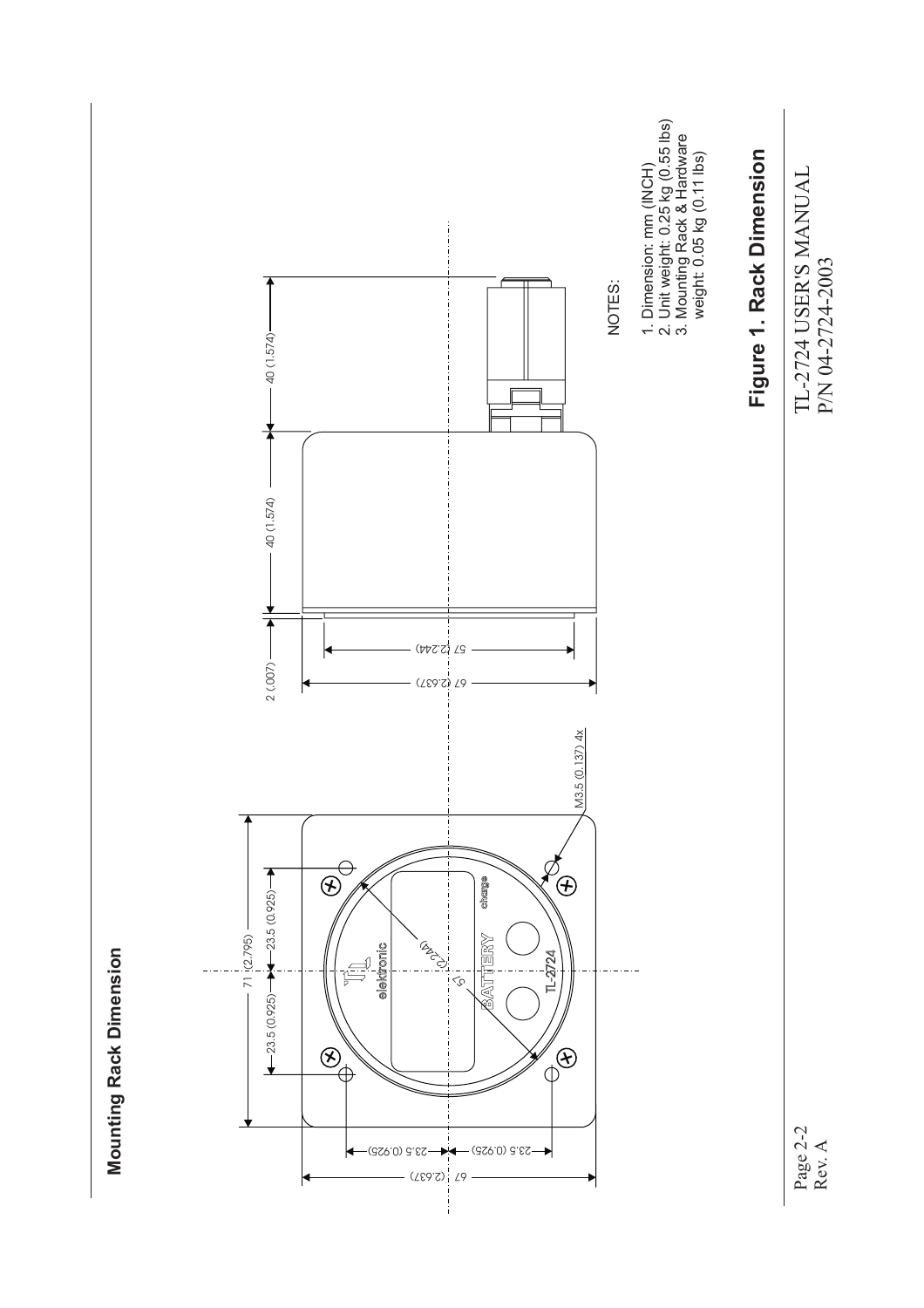## Mounting Rack Dimension

NOTES:

1. Dimension: mm (INCH)
2. Unit weight: 0.25 kg (0.55 lbs)
3. Mounting Rack & Hardware weight: 0.05 kg (0.11 lbs)

**Figure 1. Rack Dimension**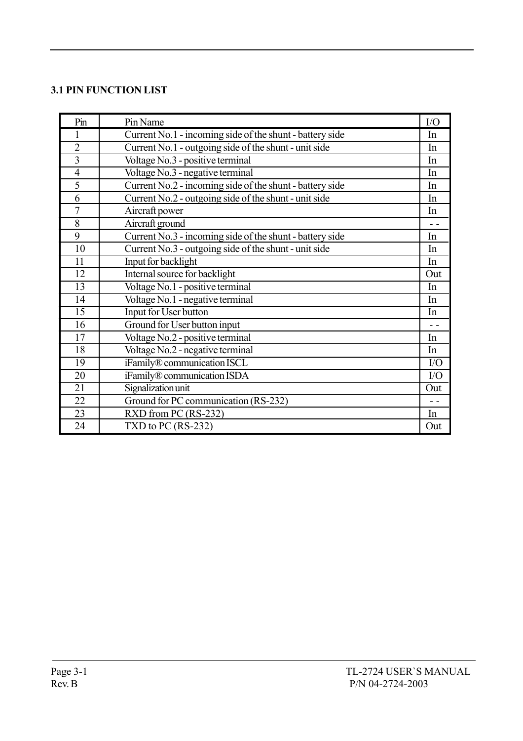### 3.1 PIN FUNCTION LIST

| Pin | Pin Name | I/O |
|---|---|---|
| 1 | Current No.1 - incoming side of the shunt - battery side | In |
| 2 | Current No.1 - outgoing side of the shunt - unit side | In |
| 3 | Voltage No.3 - positive terminal | In |
| 4 | Voltage No.3 - negative terminal | In |
| 5 | Current No.2 - incoming side of the shunt - battery side | In |
| 6 | Current No.2 - outgoing side of the shunt - unit side | In |
| 7 | Aircraft power | In |
| 8 | Aircraft ground | - - |
| 9 | Current No.3 - incoming side of the shunt - battery side | In |
| 10 | Current No.3 - outgoing side of the shunt - unit side | In |
| 11 | Input for backlight | In |
| 12 | Internal source for backlight | Out |
| 13 | Voltage No.1 - positive terminal | In |
| 14 | Voltage No.1 - negative terminal | In |
| 15 | Input for User button | In |
| 16 | Ground for User button input | - - |
| 17 | Voltage No.2 - positive terminal | In |
| 18 | Voltage No.2 - negative terminal | In |
| 19 | iFamily® communication ISCL | I/O |
| 20 | iFamily® communication ISDA | I/O |
| 21 | Signalization unit | Out |
| 22 | Ground for PC communication (RS-232) | - - |
| 23 | RXD from PC (RS-232) | In |
| 24 | TXD to PC (RS-232) | Out |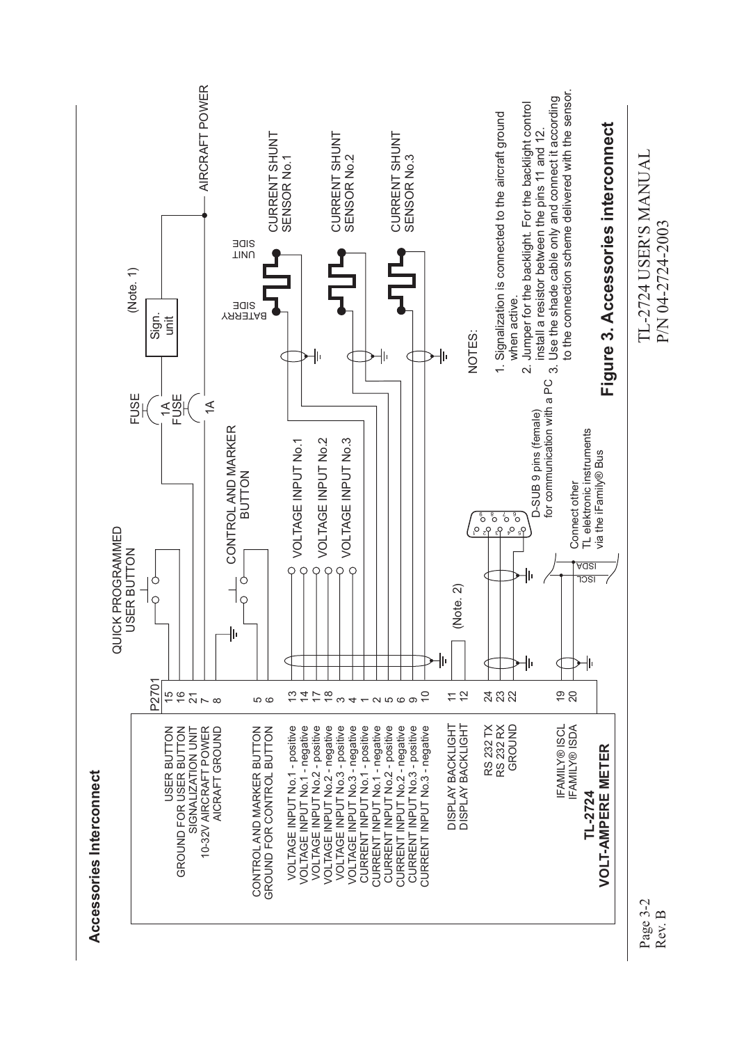## Accessories Interconnect

**TL-2724**
**VOLT-AMPERE METER**

| Function | P2701 pin |
|---|---|
| USER BUTTON | 15 |
| GROUND FOR USER BUTTON | 16 |
| SIGNALIZATION UNIT | 21 |
| 10-32V AIRCRAFT POWER | 7 |
| AICRAFT GROUND | 8 |
| CONTROL AND MARKER BUTTON | 5 |
| GROUND FOR CONTROL BUTTON | 6 |
| VOLTAGE INPUT No.1 - positive | 13 |
| VOLTAGE INPUT No.1 - negative | 14 |
| VOLTAGE INPUT No.2 - positive | 17 |
| VOLTAGE INPUT No.2 - negative | 18 |
| VOLTAGE INPUT No.3 - positive | 3 |
| VOLTAGE INPUT No.3 - negative | 4 |
| CURRENT INPUT No.1 - positive | 1 |
| CURRENT INPUT No.1 - negative | 2 |
| CURRENT INPUT No.2 - positive | 5 |
| CURRENT INPUT No.2 - negative | 6 |
| CURRENT INPUT No.3 - positive | 9 |
| CURRENT INPUT No.3 - negative | 10 |
| DISPLAY BACKLIGHT | 11 |
| DISPLAY BACKLIGHT | 12 |
| RS 232 TX | 24 |
| RS 232 RX | 23 |
| GROUND | 22 |
| IFAMILY® ISCL | 19 |
| IFAMILY® ISDA | 20 |

QUICK PROGRAMMED USER BUTTON

CONTROL AND MARKER BUTTON

VOLTAGE INPUT No.1

VOLTAGE INPUT No.2

VOLTAGE INPUT No.3

FUSE 1A

FUSE 1A

Sign. unit (Note. 1)

AIRCRAFT POWER

BATTERY SIDE

UNIT SIDE

CURRENT SHUNT SENSOR No.1

CURRENT SHUNT SENSOR No.2

CURRENT SHUNT SENSOR No.3

(Note. 2)

D-SUB 9 pins (female) for communication with a PC

ISCL ISDA

Connect other TL elektronic instruments via the iFamily® Bus

NOTES:

1. Signalization is connected to the aircraft ground when active.
2. Jumper for the backlight. For the backlight control install a resistor between the pins 11 and 12.
3. Use the shade cable only and connect it according to the connection scheme delivered with the sensor.

**Figure 3. Accessories interconnect**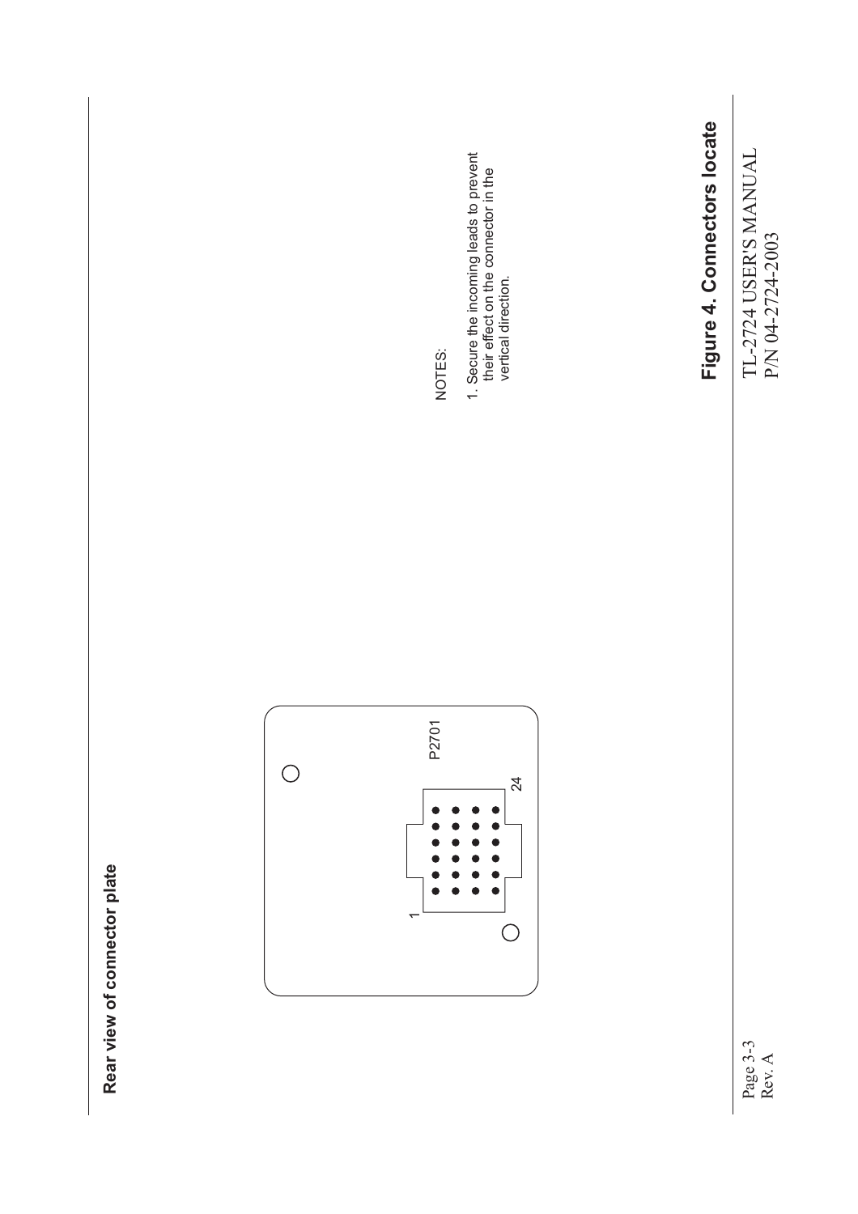**Rear view of connector plate**

1

24

P2701

NOTES:

1. Secure the incoming leads to prevent their effect on the connector in the vertical direction.

**Figure 4. Connectors locate**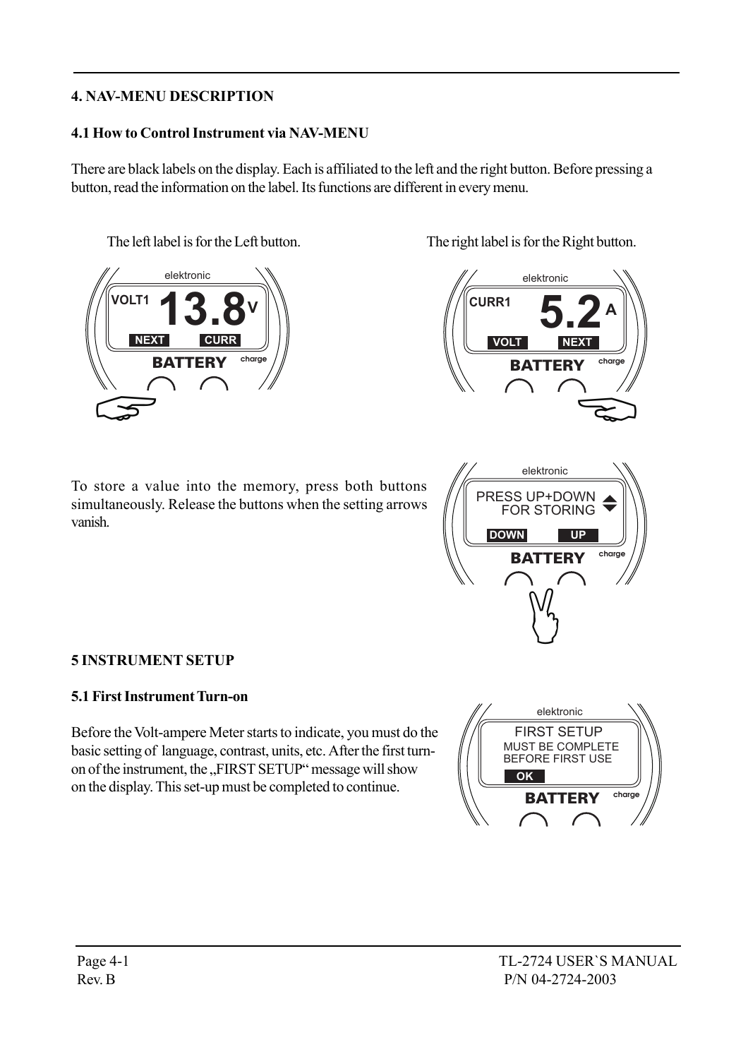## 4. NAV-MENU DESCRIPTION

### 4.1 How to Control Instrument via NAV-MENU

There are black labels on the display. Each is affiliated to the left and the right button. Before pressing a button, read the information on the label. Its functions are different in every menu.

The left label is for the Left button.

The right label is for the Right button.

To store a value into the memory, press both buttons simultaneously. Release the buttons when the setting arrows vanish.

## 5 INSTRUMENT SETUP

### 5.1 First Instrument Turn-on

Before the Volt-ampere Meter starts to indicate, you must do the basic setting of language, contrast, units, etc. After the first turn-on of the instrument, the „FIRST SETUP“ message will show on the display. This set-up must be completed to continue.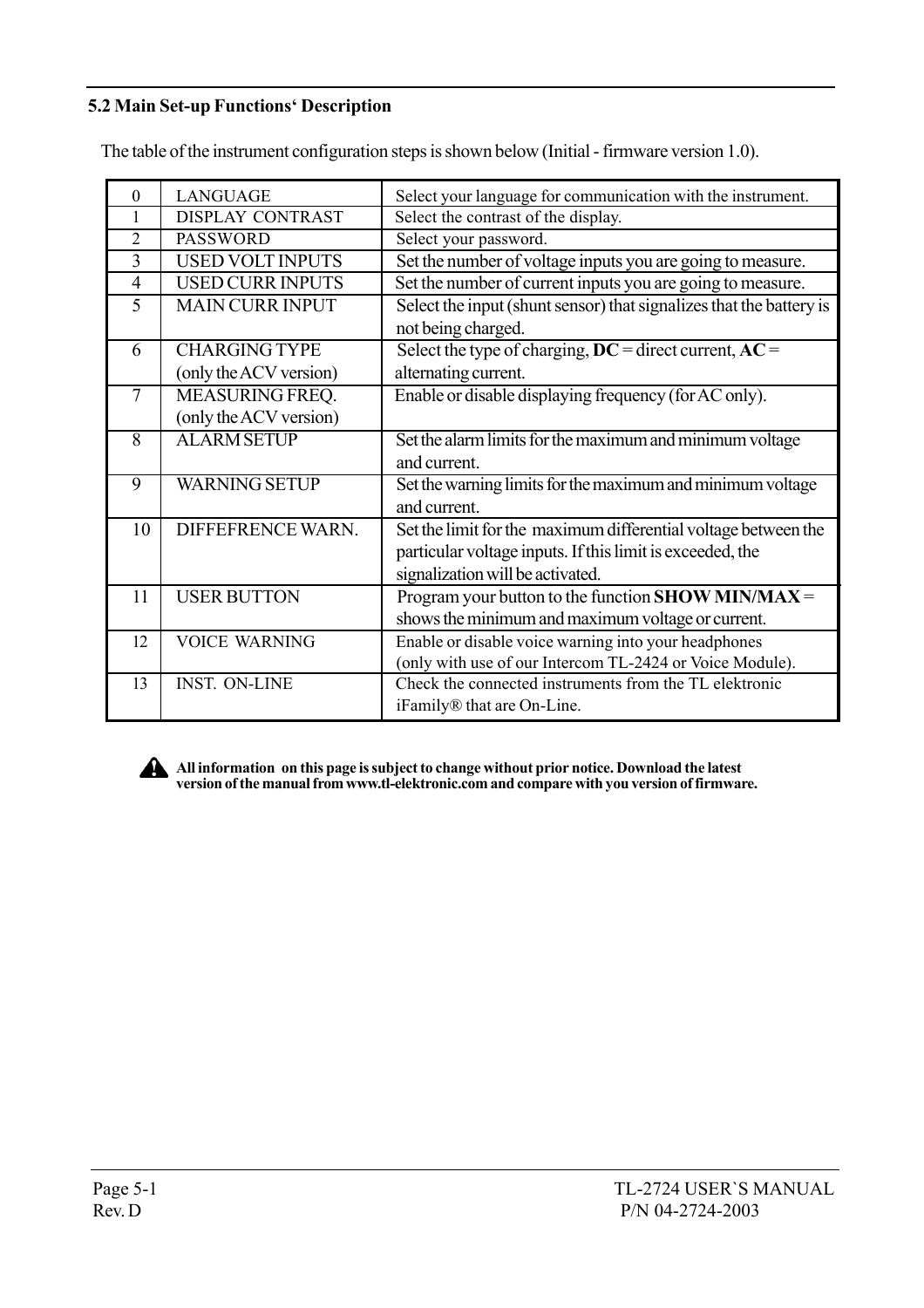## 5.2 Main Set-up Functions' Description

The table of the instrument configuration steps is shown below (Initial - firmware version 1.0).

| | | |
|---|---|---|
| 0 | LANGUAGE | Select your language for communication with the instrument. |
| 1 | DISPLAY CONTRAST | Select the contrast of the display. |
| 2 | PASSWORD | Select your password. |
| 3 | USED VOLT INPUTS | Set the number of voltage inputs you are going to measure. |
| 4 | USED CURR INPUTS | Set the number of current inputs you are going to measure. |
| 5 | MAIN CURR INPUT | Select the input (shunt sensor) that signalizes that the battery is not being charged. |
| 6 | CHARGING TYPE (only the ACV version) | Select the type of charging, **DC** = direct current, **AC** = alternating current. |
| 7 | MEASURING FREQ. (only the ACV version) | Enable or disable displaying frequency (for AC only). |
| 8 | ALARM SETUP | Set the alarm limits for the maximum and minimum voltage and current. |
| 9 | WARNING SETUP | Set the warning limits for the maximum and minimum voltage and current. |
| 10 | DIFFEFRENCE WARN. | Set the limit for the maximum differential voltage between the particular voltage inputs. If this limit is exceeded, the signalization will be activated. |
| 11 | USER BUTTON | Program your button to the function **SHOW MIN/MAX** = shows the minimum and maximum voltage or current. |
| 12 | VOICE WARNING | Enable or disable voice warning into your headphones (only with use of our Intercom TL-2424 or Voice Module). |
| 13 | INST. ON-LINE | Check the connected instruments from the TL elektronic iFamily® that are On-Line. |

**All information on this page is subject to change without prior notice. Download the latest version of the manual from www.tl-elektronic.com and compare with you version of firmware.**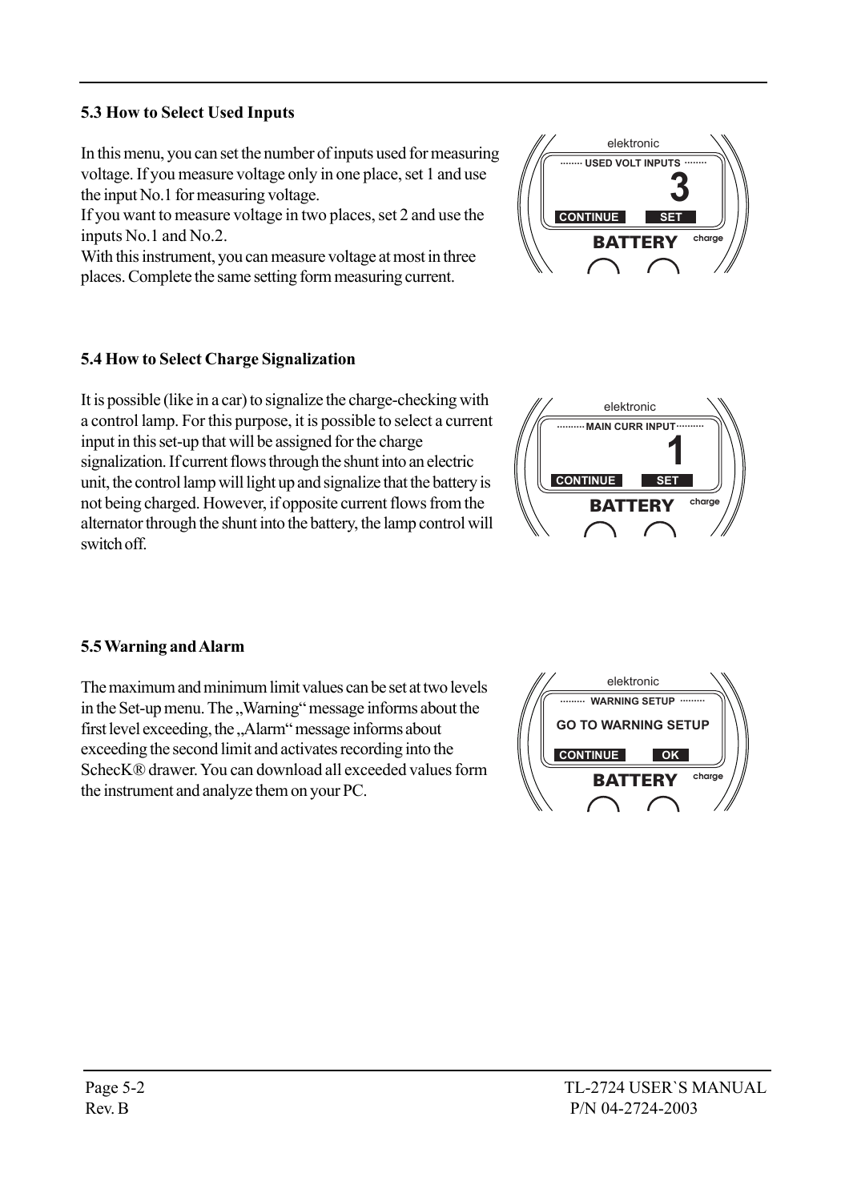### 5.3 How to Select Used Inputs

In this menu, you can set the number of inputs used for measuring voltage. If you measure voltage only in one place, set 1 and use the input No.1 for measuring voltage.
If you want to measure voltage in two places, set 2 and use the inputs No.1 and No.2.
With this instrument, you can measure voltage at most in three places. Complete the same setting form measuring current.

### 5.4 How to Select Charge Signalization

It is possible (like in a car) to signalize the charge-checking with a control lamp. For this purpose, it is possible to select a current input in this set-up that will be assigned for the charge signalization. If current flows through the shunt into an electric unit, the control lamp will light up and signalize that the battery is not being charged. However, if opposite current flows from the alternator through the shunt into the battery, the lamp control will switch off.

### 5.5 Warning and Alarm

The maximum and minimum limit values can be set at two levels in the Set-up menu. The „Warning“ message informs about the first level exceeding, the „Alarm“ message informs about exceeding the second limit and activates recording into the SchecK® drawer. You can download all exceeded values form the instrument and analyze them on your PC.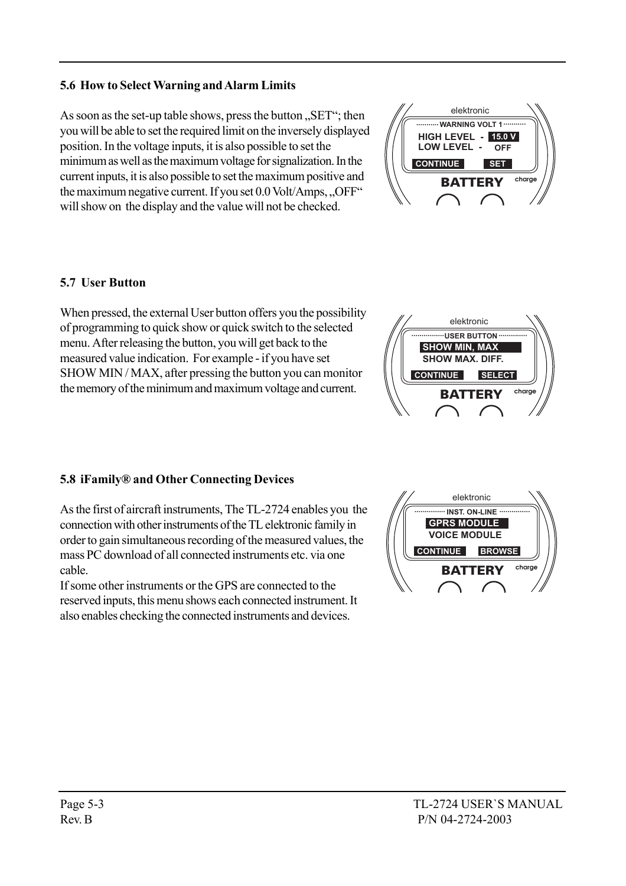## 5.6 How to Select Warning and Alarm Limits

As soon as the set-up table shows, press the button „SET“; then you will be able to set the required limit on the inversely displayed position. In the voltage inputs, it is also possible to set the minimum as well as the maximum voltage for signalization. In the current inputs, it is also possible to set the maximum positive and the maximum negative current. If you set 0.0 Volt/Amps, „OFF“ will show on the display and the value will not be checked.

elektronic
WARNING VOLT 1
HIGH LEVEL - 15.0 V
LOW LEVEL - OFF
CONTINUE SET
BATTERY charge

## 5.7 User Button

When pressed, the external User button offers you the possibility of programming to quick show or quick switch to the selected menu. After releasing the button, you will get back to the measured value indication. For example - if you have set SHOW MIN / MAX, after pressing the button you can monitor the memory of the minimum and maximum voltage and current.

elektronic
USER BUTTON
SHOW MIN, MAX
SHOW MAX. DIFF.
CONTINUE SELECT
BATTERY charge

## 5.8 iFamily® and Other Connecting Devices

As the first of aircraft instruments, The TL-2724 enables you the connection with other instruments of the TL elektronic family in order to gain simultaneous recording of the measured values, the mass PC download of all connected instruments etc. via one cable.
If some other instruments or the GPS are connected to the reserved inputs, this menu shows each connected instrument. It also enables checking the connected instruments and devices.

elektronic
INST. ON-LINE
GPRS MODULE
VOICE MODULE
CONTINUE BROWSE
BATTERY charge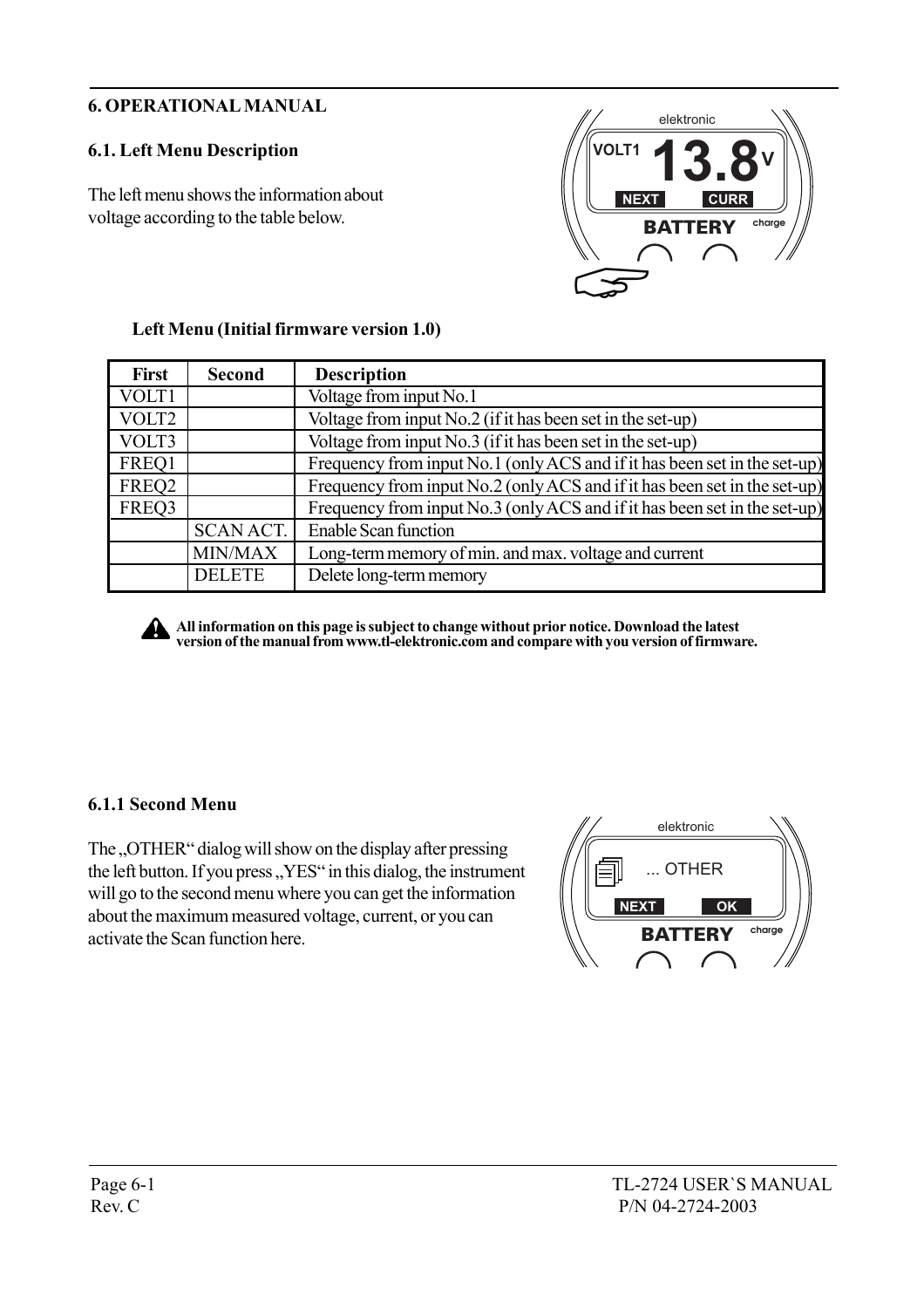# 6. OPERATIONAL MANUAL

## 6.1. Left Menu Description

The left menu shows the information about voltage according to the table below.

**Left Menu (Initial firmware version 1.0)**

| First | Second | Description |
|---|---|---|
| VOLT1 | | Voltage from input No.1 |
| VOLT2 | | Voltage from input No.2 (if it has been set in the set-up) |
| VOLT3 | | Voltage from input No.3 (if it has been set in the set-up) |
| FREQ1 | | Frequency from input No.1 (only ACS and if it has been set in the set-up) |
| FREQ2 | | Frequency from input No.2 (only ACS and if it has been set in the set-up) |
| FREQ3 | | Frequency from input No.3 (only ACS and if it has been set in the set-up) |
| | SCAN ACT. | Enable Scan function |
| | MIN/MAX | Long-term memory of min. and max. voltage and current |
| | DELETE | Delete long-term memory |

**All information on this page is subject to change without prior notice. Download the latest version of the manual from www.tl-elektronic.com and compare with you version of firmware.**

### 6.1.1 Second Menu

The „OTHER“ dialog will show on the display after pressing the left button. If you press „YES“ in this dialog, the instrument will go to the second menu where you can get the information about the maximum measured voltage, current, or you can activate the Scan function here.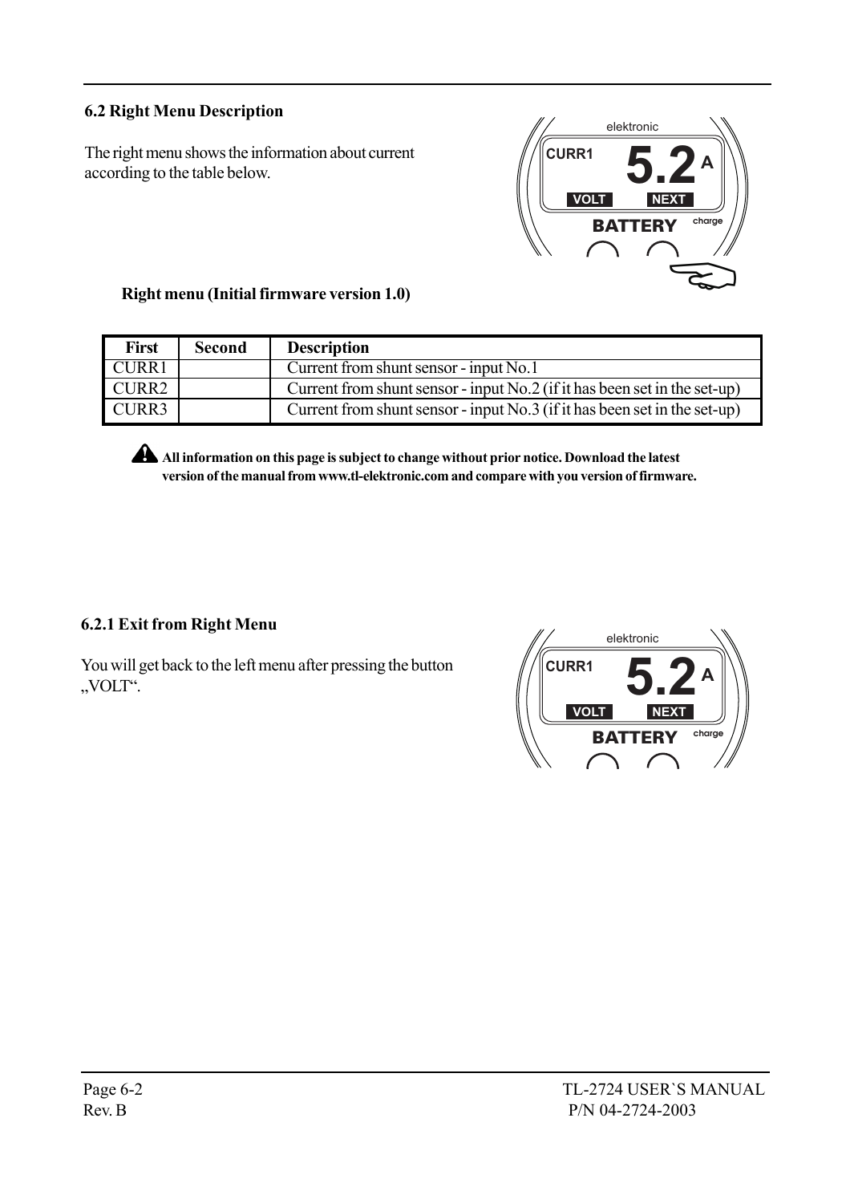## 6.2 Right Menu Description

The right menu shows the information about current according to the table below.

**Right menu (Initial firmware version 1.0)**

| First | Second | Description |
| --- | --- | --- |
| CURR1 | | Current from shunt sensor - input No.1 |
| CURR2 | | Current from shunt sensor - input No.2 (if it has been set in the set-up) |
| CURR3 | | Current from shunt sensor - input No.3 (if it has been set in the set-up) |

**All information on this page is subject to change without prior notice. Download the latest version of the manual from www.tl-elektronic.com and compare with you version of firmware.**

### 6.2.1 Exit from Right Menu

You will get back to the left menu after pressing the button „VOLT".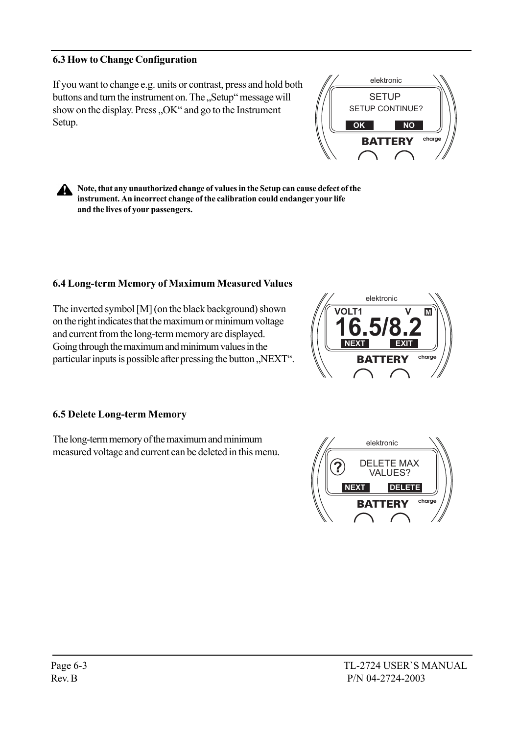### 6.3 How to Change Configuration

If you want to change e.g. units or contrast, press and hold both buttons and turn the instrument on. The „Setup" message will show on the display. Press „OK" and go to the Instrument Setup.

**Note, that any unauthorized change of values in the Setup can cause defect of the instrument. An incorrect change of the calibration could endanger your life and the lives of your passengers.**

### 6.4 Long-term Memory of Maximum Measured Values

The inverted symbol [M] (on the black background) shown on the right indicates that the maximum or minimum voltage and current from the long-term memory are displayed. Going through the maximum and minimum values in the particular inputs is possible after pressing the button „NEXT".

### 6.5 Delete Long-term Memory

The long-term memory of the maximum and minimum measured voltage and current can be deleted in this menu.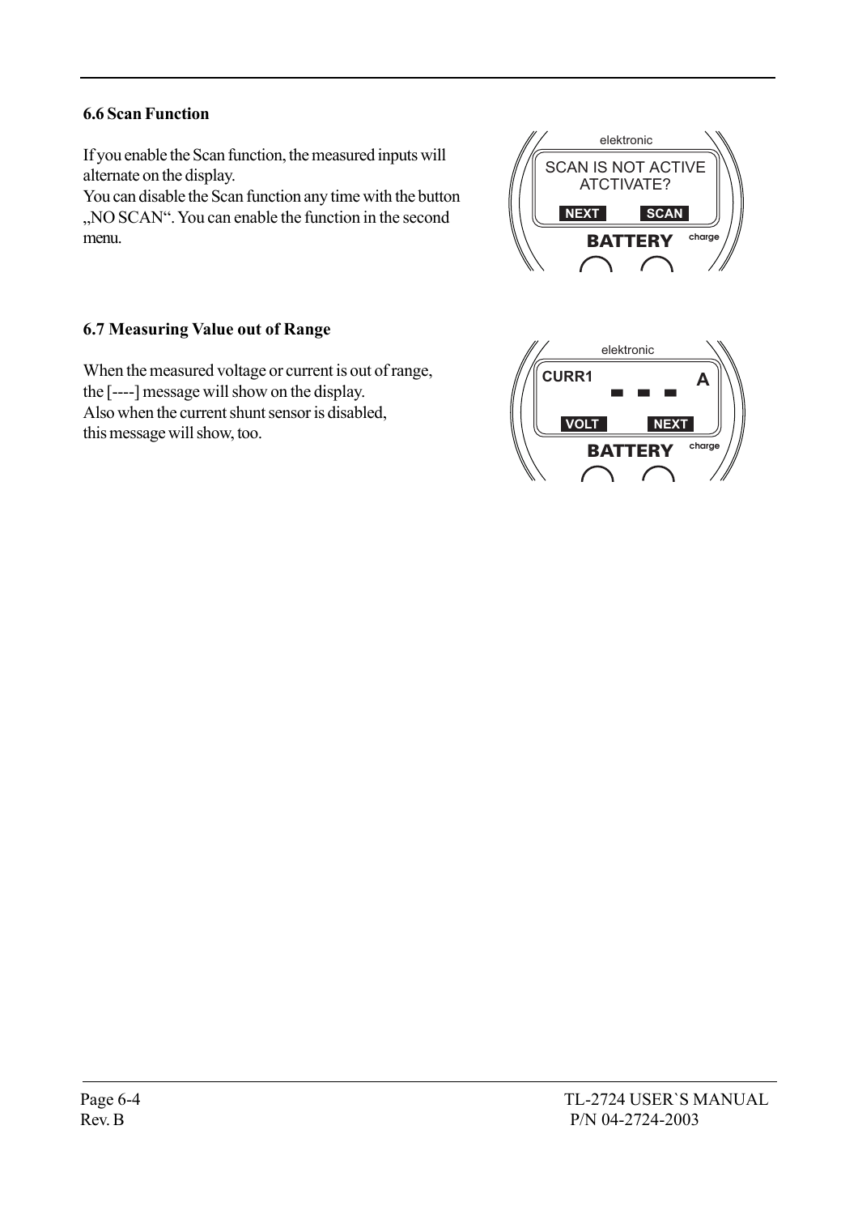### 6.6 Scan Function

If you enable the Scan function, the measured inputs will alternate on the display.
You can disable the Scan function any time with the button „NO SCAN“. You can enable the function in the second menu.

elektronic

SCAN IS NOT ACTIVE
ATCTIVATE?

NEXT SCAN

BATTERY charge

### 6.7 Measuring Value out of Range

When the measured voltage or current is out of range, the [----] message will show on the display.
Also when the current shunt sensor is disabled, this message will show, too.

elektronic

CURR1 - - - A

VOLT NEXT

BATTERY charge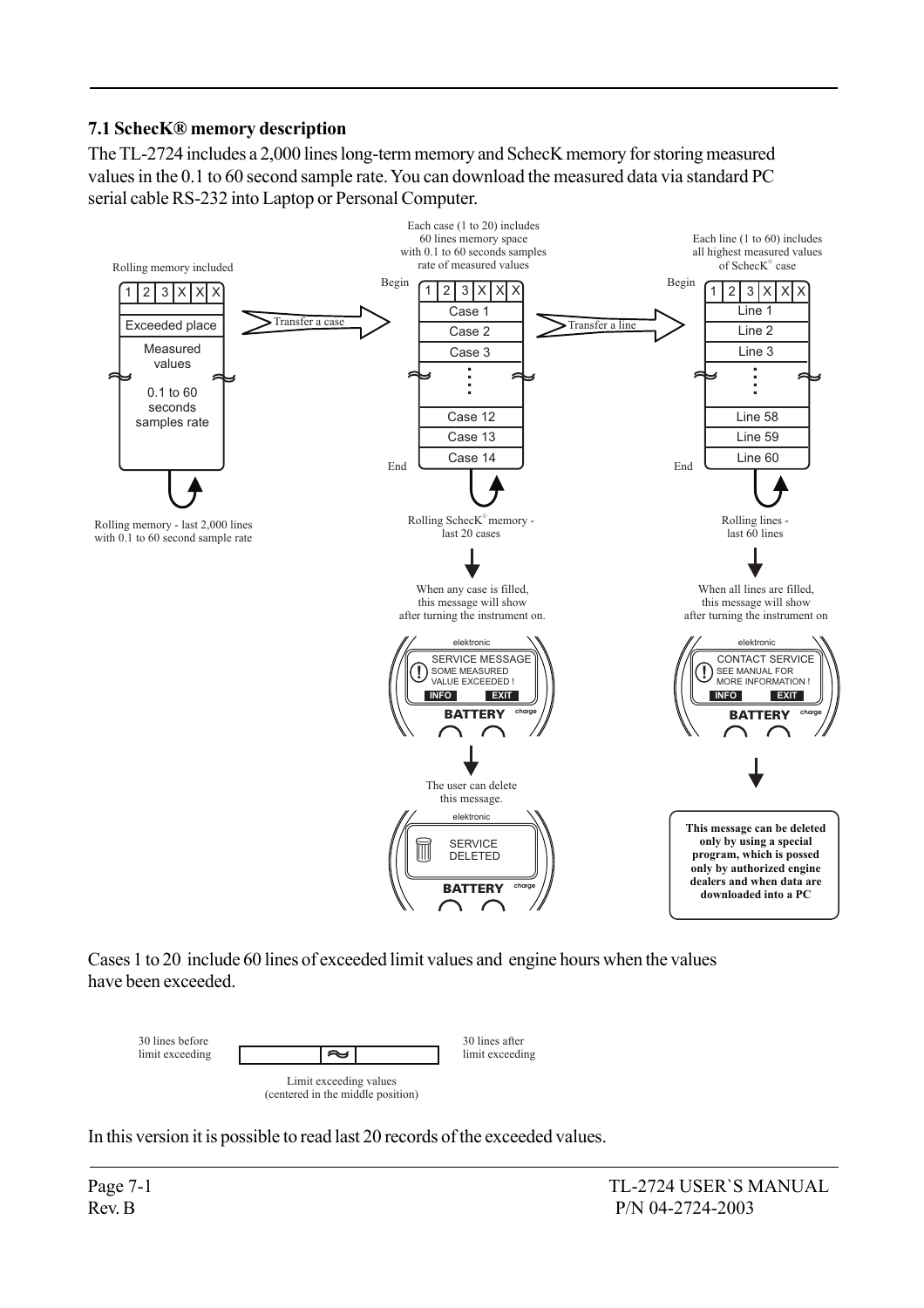### 7.1 ScheckK® memory description

The TL-2724 includes a 2,000 lines long-term memory and ScheckK memory for storing measured values in the 0.1 to 60 second sample rate. You can download the measured data via standard PC serial cable RS-232 into Laptop or Personal Computer.

Rolling memory included

| 1 | 2 | 3 | X | X | X |
|---|---|---|---|---|---|
| Exceeded place | | | | | |
| Measured values | | | | | |
| 0.1 to 60 seconds samples rate | | | | | |

Rolling memory - last 2,000 lines with 0.1 to 60 second sample rate

Transfer a case

Each case (1 to 20) includes 60 lines memory space with 0.1 to 60 seconds samples rate of measured values

Begin: Case 1, Case 2, Case 3, ..., Case 12, Case 13, Case 14 :End

Rolling ScheckK© memory - last 20 cases

When any case is filled, this message will show after turning the instrument on.

elektronic — SERVICE MESSAGE — SOME MEASURED VALUE EXCEEDED ! — INFO — EXIT — BATTERY charge

The user can delete this message.

elektronic — SERVICE DELETED — BATTERY charge

Transfer a line

Each line (1 to 60) includes all highest measured values of ScheckK© case

Begin: Line 1, Line 2, Line 3, ..., Line 58, Line 59, Line 60 :End

Rolling lines - last 60 lines

When all lines are filled, this message will show after turning the instrument on

elektronic — CONTACT SERVICE — SEE MANUAL FOR MORE INFORMATION ! — INFO — EXIT — BATTERY charge

**This message can be deleted only by using a special program, which is possed only by authorized engine dealers and when data are downloaded into a PC**

Cases 1 to 20 include 60 lines of exceeded limit values and engine hours when the values have been exceeded.

30 lines before limit exceeding — Limit exceeding values (centered in the middle position) — 30 lines after limit exceeding

In this version it is possible to read last 20 records of the exceeded values.